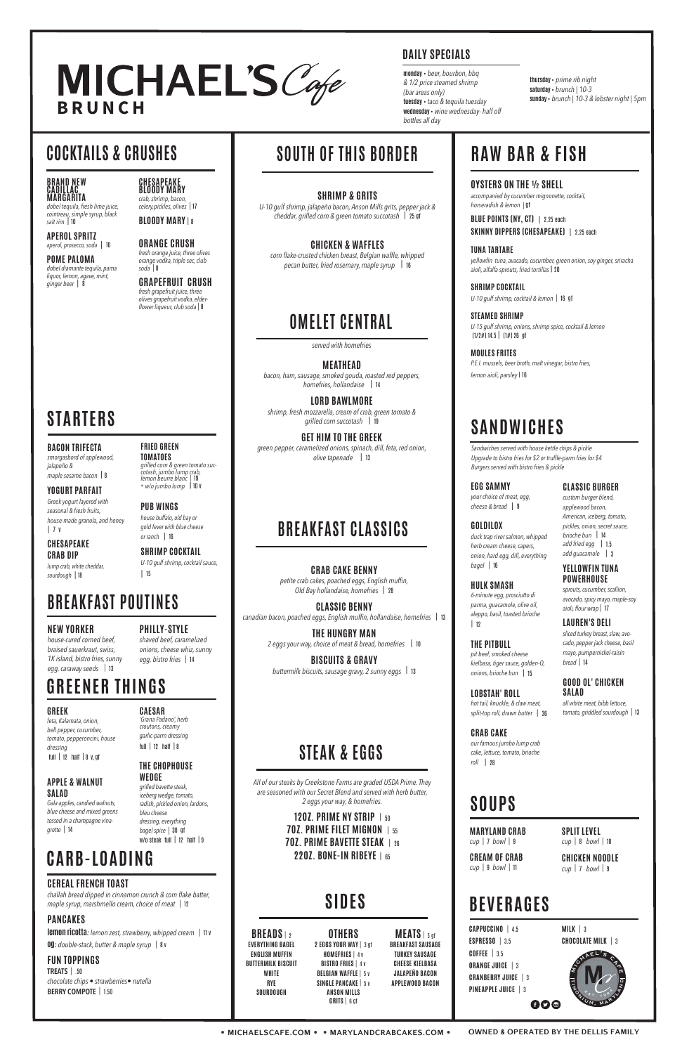# MICHAEL'S Cafe BRUNCH

## DAILY SPECIALS

**monday** • *beer, bourbon, bbq & 1/2 price steamed shrimp (bar areas only)*
**tuesday** • *taco & tequila tuesday*
**wednesday** • *wine wednesday- half off bottles all day*
**thursday** • *prime rib night*
**saturday** • *brunch | 10-3*
**sunday** • *brunch | 10-3 & lobster night | 5pm*

## COCKTAILS & CRUSHES

**BRAND NEW CADILLAC MARGARITA**
*dobel tequila, fresh lime juice, cointreau, simple syrup, black salt rim* | 10

**APEROL SPRITZ**
*aperol, prosecco, soda* | 10

**POME PALOMA**
*dobel diamante tequila, pama liquor, lemon, agave, mint, ginger beer* | 8

**CHESAPEAKE BLOODY MARY**
*crab, shrimp, bacon, celery,pickles, olives* | 17

**BLOODY MARY** | 8

**ORANGE CRUSH**
*fresh orange juice, three olives orange vodka, triple sec, club soda* | 8

**GRAPEFRUIT CRUSH**
*fresh grapefruit juice, three olives grapefruit vodka, elder-flower liqueur, club soda* | 8

## STARTERS

**BACON TRIFECTA**
*smorgasbord of applewood, jalapeño & maple sesame bacon* | 8

**YOGURT PARFAIT**
*Greek yogurt layered with seasonal & fresh fruits, house-made granola, and honey* | 7 v

**CHESAPEAKE CRAB DIP**
*lump crab, white cheddar, sourdough* | 18

**FRIED GREEN TOMATOES**
*grilled corn & green tomato succotash, jumbo lump crab, lemon beurre blanc* | 19
*\* w/o jumbo lump* | 10 v

**PUB WINGS**
*house buffalo, old bay or gold fever with blue cheese or ranch* | 16

**SHRIMP COCKTAIL**
*U-10 gulf shrimp, cocktail sauce,* | 15

## BREAKFAST POUTINES

**NEW YORKER**
*house-cured corned beef, braised sauerkraut, swiss, 1K island, bistro fries, sunny egg, caraway seeds* | 13

**PHILLY-STYLE**
*shaved beef, caramelized onions, cheese whiz, sunny egg, bistro fries* | 14

## GREENER THINGS

**GREEK**
*feta, Kalamata, onion, bell pepper, cucumber, tomato, pepperoncini, house dressing*
full | 12 half | 8 v, gf

**APPLE & WALNUT SALAD**
*Gala apples, candied walnuts, blue cheese and mixed greens tossed in a champagne vinagrette* | 14

**CAESAR**
*'Giana Padano', herb croutons, creamy garlic-parm dressing*
full | 12 half | 8

**THE CHOPHOUSE WEDGE**
*grilled bavette steak, iceberg wedge, tomato, radish, pickled onion, lardons, bleu cheese dressing, everything bagel spice* | 30 gf
w/o steak full | 12 half | 9

## CARB-LOADING

**CEREAL FRENCH TOAST**
*challah bread dipped in cinnamon crunch & corn flake batter, maple syrup, marshmello cream, choice of meat* | 12

**PANCAKES**
**lemon ricotta**: *lemon zest, strawberry, whipped cream* | 11 v
**og**: *double-stack, butter & maple syrup* | 8 v

**FUN TOPPINGS**
**TREATS** | .50
*chocolate chips • strawberries• nutella*
**BERRY COMPOTE** | 1.50

## SOUTH OF THIS BORDER

**SHRIMP & GRITS**
*U-10 gulf shrimp, jalapeño bacon, Anson Mills grits, pepper jack & cheddar, grilled corn & green tomato succotash* | 25 gf

**CHICKEN & WAFFLES**
*corn flake-crusted chicken breast, Belgian waffle, whipped pecan butter, fried rosemary, maple syrup* | 16

## OMELET CENTRAL

*served with homefries*

**MEATHEAD**
*bacon, ham, sausage, smoked gouda, roasted red peppers, homefries, hollandaise* | 14

**LORD BAWLMORE**
*shrimp, fresh mozzarella, cream of crab, green tomato & grilled corn succotash* | 19

**GET HIM TO THE GREEK**
*green pepper, caramelized onions, spinach, dill, feta, red onion, olive tapenade* | 13

## BREAKFAST CLASSICS

**CRAB CAKE BENNY**
*petite crab cakes, poached eggs, English muffin, Old Bay hollandaise, homefries* | 28

**CLASSIC BENNY**
*canadian bacon, poached eggs, English muffin, hollandaise, homefries* | 13

**THE HUNGRY MAN**
*2 eggs your way, choice of meat & bread, homefries* | 10

**BISCUITS & GRAVY**
*buttermilk biscuits, sausage gravy, 2 sunny eggs* | 13

## STEAK & EGGS

*All of our steaks by Creekstone Farms are graded USDA Prime. They are seasoned with our Secret Blend and served with herb butter, 2 eggs your way, & homefries.*

**12OZ. PRIME NY STRIP** | 50
**7OZ. PRIME FILET MIGNON** | 55
**7OZ. PRIME BAVETTE STEAK** | 26
**22OZ. BONE-IN RIBEYE** | 65

## SIDES

**BREADS** | 2
EVERYTHING BAGEL
ENGLISH MUFFIN
BUTTERMILK BISCUIT
WHITE
RYE
SOURDOUGH

**OTHERS**
2 EGGS YOUR WAY | 3 gf
HOMEFRIES | 4 v
BISTRO FRIES | 4 v
BELGIAN WAFFLE | 5 v
SINGLE PANCAKE | 5 v
ANSON MILLS GRITS | 6 gf

**MEATS** | 5 gf
BREAKFAST SAUSAGE
TURKEY SAUSAGE
CHEESE KIELBASA
JALAPEÑO BACON
APPLEWOOD BACON

## RAW BAR & FISH

**OYSTERS ON THE ½ SHELL**
*accompanied by cucumber mignonette, cocktail, horseradish & lemon* | gf

**BLUE POINTS (NY, CT)** | 2.25 each
**SKINNY DIPPERS (CHESAPEAKE)** | 2.25 each

**TUNA TARTARE**
*yellowfin tuna, avacado, cucumber, green onion, soy ginger, sriracha aioli, alfalfa sprouts, fried tortillas* | 20

**SHRIMP COCKTAIL**
*U-10 gulf shrimp, cocktail & lemon* | 16 gf

**STEAMED SHRIMP**
*U-15 gulf shrimp, onions, shrimp spice, cocktail & lemon*
(1/2#) 14.5 | (1#) 26 gf

**MOULES FRITES**
*P.E.I. mussels, beer broth, malt vinegar, bistro fries, lemon aioli, parsley* | 16

## SANDWICHES

*Sandwiches served with house kettle chips & pickle*
*Upgrade to bistro fries for $2 or truffle-parm fries for $4*
*Burgers served with bistro fries & pickle*

**EGG SAMMY**
*your choice of meat, egg, cheese & bread* | 9

**GOLDILOX**
*duck trap river salmon, whipped herb cream cheese, capers, onion, hard egg, dill, everything bagel* | 16

**HULK SMASH**
*6-minute egg, prosciutto di parma, guacamole, olive oil, aleppo, basil, toasted brioche* | 12

**THE PITBULL**
*pit beef, smoked cheese kielbasa, tiger sauce, golden-O, onions, brioche bun* | 15

**LOBSTAH' ROLL**
*hot tail, knuckle, & claw meat, split-top roll, drawn butter* | 36

**CRAB CAKE**
*our famous jumbo lump crab cake, lettuce, tomato, brioche roll* | 28

**CLASSIC BURGER**
*custom burger blend, applewood bacon, American, iceberg, tomato, pickles, onion, secret sauce, brioche bun* | 14
*add fried egg* | 1.5
*add guacamole* | 3

**YELLOWFIN TUNA POWERHOUSE**
*sprouts, cucumber, scallion, avocado, spicy mayo, maple-soy aioli, flour wrap* | 17

**LAUREN'S DELI**
*sliced turkey breast, slaw, avocado, pepper jack cheese, basil mayo, pumpernickel-raisin bread* | 14

**GOOD OL' CHICKEN SALAD**
*all white meat, bibb lettuce, tomato, griddled sourdough* | 13

## SOUPS

**MARYLAND CRAB**
*cup* | 7 *bowl* | 9

**CREAM OF CRAB**
*cup* | 9 *bowl* | 11

**SPLIT LEVEL**
*cup* | 8 *bowl* | 10

**CHICKEN NOODLE**
*cup* | 7 *bowl* | 9

## BEVERAGES

CAPPUCCINO | 4.5
ESPRESSO | 3.5
COFFEE | 3.5
ORANGE JUICE | 3
CRANBERRY JUICE | 3
PINEAPPLE JUICE | 3
MILK | 3
CHOCOLATE MILK | 3

MICHAEL'S CAFE • EST. 1988 • TIMONIUM, MARYLAND

• MICHAELSCAFE.COM • • MARYLANDCRABCAKES.COM • OWNED & OPERATED BY THE DELLIS FAMILY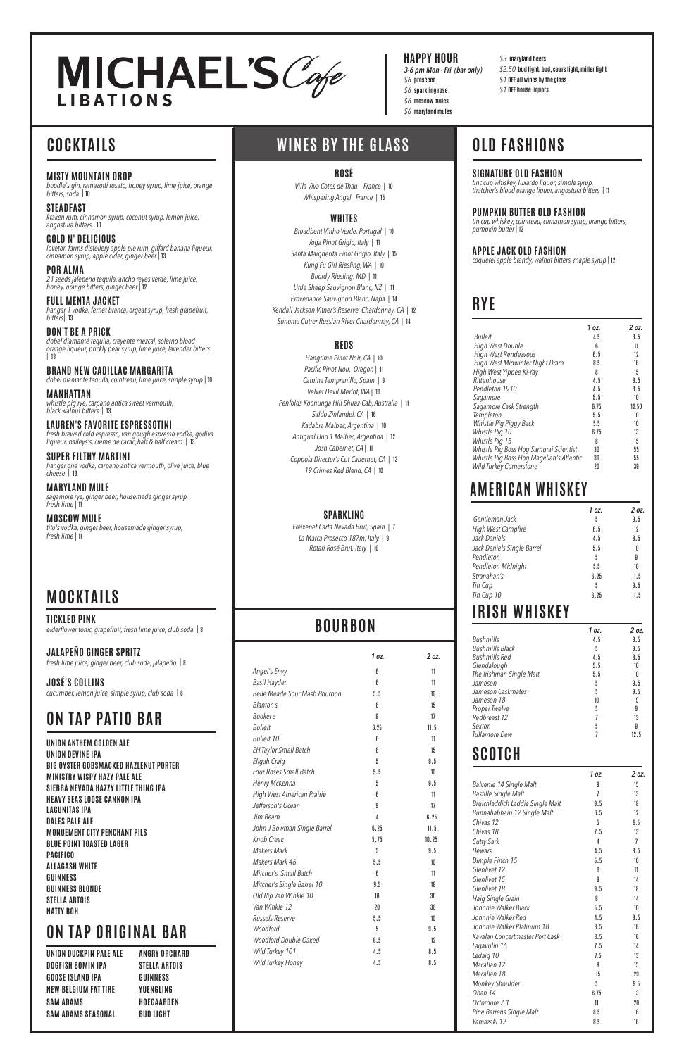# MICHAEL'S Cafe LIBATIONS

**HAPPY HOUR**
*3-6 pm Mon - Fri (bar only)*
*$6* prosecco
*$6* sparkling rose
*$6* moscow mules
*$6* maryland mules
*$3* maryland beers
*$2.50* bud light, bud, coors light, miller light
*$1* OFF all wines by the glass
*$1* OFF house liquors

## COCKTAILS

**MISTY MOUNTAIN DROP**
*boodle's gin, ramazotti rosato, honey syrup, lime juice, orange bitters, soda* | 10

**STEADFAST**
*kraken rum, cinnamon syrup, coconut syrup, lemon juice, angostura bitters* | 10

**GOLD N' DELICIOUS**
*loveton farms distellery apple pie rum, giffard banana liqueur, cinnamon syrup, apple cider, ginger beer* | 13

**POR ALMA**
*21 seeds jalepeno tequila, ancho reyes verde, lime juice, honey, orange bitters, ginger beer* | 12

**FULL MENTA JACKET**
*hangar 1 vodka, fernet branca, orgeat syrup, fresh grapefruit, bitters* | 13

**DON'T BE A PRICK**
*dobel diamanté tequila, creyente mezcal, solerno blood orange liqueur, prickly pear syrup, lime juice, lavender bitters* | 13

**BRAND NEW CADILLAC MARGARITA**
*dobel diamanté tequila, cointreau, lime juice, simple syrup* | 10

**MANHATTAN**
*whistle pig rye, carpano antica sweet vermouth, black walnut bitters* | 13

**LAUREN'S FAVORITE ESPRESSOTINI**
*fresh brewed cold espresso, van gough espresso vodka, godiva liqueur, baileys's, creme de cacao,half & half cream* | 13

**SUPER FILTHY MARTINI**
*hanger one vodka, carpano antica vermouth, olive juice, blue cheese* | 13

**MARYLAND MULE**
*sagamore rye, ginger beer, housemade ginger syrup, fresh lime* | 11

**MOSCOW MULE**
*tito's vodka, ginger beer, housemade ginger syrup, fresh lime* | 11

## MOCKTAILS

**TICKLED PINK**
*elderflower tonic, grapefruit, fresh lime juice, club soda* | 8

**JALAPEÑO GINGER SPRITZ**
*fresh lime juice, ginger beer, club soda, jalapeño* | 8

**JOSÉ'S COLLINS**
*cucumber, lemon juice, simple syrup, club soda* | 8

## ON TAP PATIO BAR

UNION ANTHEM GOLDEN ALE
UNION DEVINE IPA
BIG OYSTER GOBSMACKED HAZLENUT PORTER
MINISTRY WISPY HAZY PALE ALE
SIERRA NEVADA HAZZY LITTLE THING IPA
HEAVY SEAS LOOSE CANNON IPA
LAGUNITAS IPA
DALES PALE ALE
MONUEMENT CITY PENCHANT PILS
BLUE POINT TOASTED LAGER
PACIFICO
ALLAGASH WHITE
GUINNESS
GUINNESS BLONDE
STELLA ARTOIS
NATTY BOH

## ON TAP ORIGINAL BAR

UNION DUCKPIN PALE ALE
DOGFISH 60MIN IPA
GOOSE ISLAND IPA
NEW BELGIUM FAT TIRE
SAM ADAMS
SAM ADAMS SEASONAL
ANGRY ORCHARD
STELLA ARTOIS
GUINNESS
YUENGLING
HOEGAARDEN
BUD LIGHT

## WINES BY THE GLASS

### ROSÉ
*Villa Viva Cotes de Thau France* | 10
*Whispering Angel France* | 15

### WHITES
*Broadbent Vinho Verde, Portugal* | 10
*Voga Pinot Grigio, Italy* | 11
*Santa Margherita Pinot Grigio, Italy* | 15
*Kung Fu Girl Riesling, WA* | 10
*Boordy Riesling, MD* | 11
*Little Sheep Sauvignon Blanc, NZ* | 11
*Provenance Sauvignon Blanc, Napa* | 14
*Kendall Jackson Vitner's Reserve Chardonnay, CA* | 12
*Sonoma Cutrer Russian River Chardonnay, CA* | 14

### REDS
*Hangtime Pinot Noir, CA* | 10
*Pacific Pinot Noir, Oregon* | 11
*Camina Tempranillo, Spain* | 9
*Velvet Devil Merlot, WA* | 10
*Penfolds Koonunga Hill Shiraz-Cab, Australia* | 11
*Saldo Zinfandel, CA* | 16
*Kadabra Malbec, Argentina* | 10
*Antigual Uno 1 Malbec, Argentina* | 12
*Josh Cabernet, CA* | 11
*Coppola Director's Cut Cabernet, CA* | 13
*19 Crimes Red Blend, CA* | 10

### SPARKLING
*Freixenet Carta Nevada Brut, Spain* | 7
*La Marca Prosecco 187m, Italy* | 9
*Rotari Rosé Brut, Italy* | 10

## BOURBON

| | 1 oz. | 2 oz. |
|---|---|---|
| Angel's Envy | 6 | 11 |
| Basil Hayden | 6 | 11 |
| Belle Meade Sour Mash Bourbon | 5.5 | 10 |
| Blanton's | 8 | 15 |
| Booker's | 9 | 17 |
| Bulleit | 6.25 | 11.5 |
| Bulleit 10 | 6 | 11 |
| EH Taylor Small Batch | 8 | 15 |
| Eligah Craig | 5 | 9.5 |
| Four Roses Small Batch | 5.5 | 10 |
| Henry McKenna | 5 | 9.5 |
| High West American Prairie | 6 | 11 |
| Jefferson's Ocean | 9 | 17 |
| Jim Beam | 4 | 6.25 |
| John J Bowman Single Barrel | 6.25 | 11.5 |
| Knob Creek | 5.75 | 10.25 |
| Makers Mark | 5 | 9.5 |
| Makers Mark 46 | 5.5 | 10 |
| Mitcher's Small Batch | 6 | 11 |
| Mitcher's Single Barrel 10 | 9.5 | 18 |
| Old Rip Van Winkle 10 | 16 | 30 |
| Van Winkle 12 | 20 | 38 |
| Russels Reserve | 5.5 | 10 |
| Woodford | 5 | 9.5 |
| Woodford Double Oaked | 6.5 | 12 |
| Wild Turkey 101 | 4.5 | 8.5 |
| Wild Turkey Honey | 4.5 | 8.5 |

## OLD FASHIONS

**SIGNATURE OLD FASHION**
*tinc cup whiskey, luxardo liquor, simple syrup, thatcher's blood orange liquor, angostura bitters* | 11

**PUMPKIN BUTTER OLD FASHION**
*tin cup whiskey, cointreau, cinnamon syrup, orange bitters, pumpkin butter* | 13

**APPLE JACK OLD FASHION**
*coquerel apple brandy, walnut bitters, maple syrup* | 12

## RYE

| | 1 oz. | 2 oz. |
|---|---|---|
| Bulleit | 4.5 | 8.5 |
| High West Double | 6 | 11 |
| High West Rendezvous | 6.5 | 12 |
| High West Midwinter Night Dram | 8.5 | 16 |
| High West Yippee Ki-Yay | 8 | 15 |
| Rittenhouse | 4.5 | 8.5 |
| Pendleton 1910 | 4.5 | 8.5 |
| Sagamore | 5.5 | 10 |
| Sagamore Cask Strength | 6.75 | 12.50 |
| Templeton | 5.5 | 10 |
| Whistle Pig Piggy Back | 5.5 | 10 |
| Whistle Pig 10 | 6.75 | 13 |
| Whistle Pig 15 | 8 | 15 |
| Whistle Pig Boss Hog Samurai Scientist | 30 | 55 |
| Whistle Pig Boss Hog Magellan's Atlantic | 30 | 55 |
| Wild Turkey Cornerstone | 20 | 39 |

## AMERICAN WHISKEY

| | 1 oz. | 2 oz. |
|---|---|---|
| Gentleman Jack | 5 | 9.5 |
| High West Campfire | 6.5 | 12 |
| Jack Daniels | 4.5 | 8.5 |
| Jack Daniels Single Barrel | 5.5 | 10 |
| Pendleton | 5 | 9 |
| Pendleton Midnight | 5.5 | 10 |
| Stranahan's | 6.25 | 11.5 |
| Tin Cup | 5 | 9.5 |
| Tin Cup 10 | 6.25 | 11.5 |

## IRISH WHISKEY

| | 1 oz. | 2 oz. |
|---|---|---|
| Bushmills | 4.5 | 8.5 |
| Bushmills Black | 5 | 9.5 |
| Bushmills Red | 4.5 | 8.5 |
| Glendalough | 5.5 | 10 |
| The Irishman Single Malt | 5.5 | 10 |
| Jameson | 5 | 9.5 |
| Jameson Caskmates | 5 | 9.5 |
| Jameson 18 | 10 | 19 |
| Proper Twelve | 5 | 9 |
| Redbreast 12 | 7 | 13 |
| Sexton | 5 | 9 |
| Tullamore Dew | 7 | 12.5 |

## SCOTCH

| | 1 oz. | 2 oz. |
|---|---|---|
| Balvenie 14 Single Malt | 8 | 15 |
| Bastille Single Malt | 7 | 13 |
| Bruichladdich Laddie Single Malt | 9.5 | 18 |
| Bunnahabhain 12 Single Malt | 6.5 | 12 |
| Chivas 12 | 5 | 9.5 |
| Chivas 18 | 7.5 | 13 |
| Cutty Sark | 4 | 7 |
| Dewars | 4.5 | 8.5 |
| Dimple Pinch 15 | 5.5 | 10 |
| Glenlivet 12 | 6 | 11 |
| Glenlivet 15 | 8 | 14 |
| Glenlivet 18 | 9.5 | 18 |
| Haig Single Grain | 8 | 14 |
| Johnnie Walker Black | 5.5 | 10 |
| Johnnie Walker Red | 4.5 | 8.5 |
| Johnnie Walker Platinum 18 | 8.5 | 16 |
| Kavalan Concertmaster Port Cask | 8.5 | 16 |
| Lagavulin 16 | 7.5 | 14 |
| Ledaig 10 | 7.5 | 13 |
| Macallan 12 | 8 | 15 |
| Macallan 18 | 15 | 29 |
| Monkey Shoulder | 5 | 9.5 |
| Oban 14 | 6.75 | 13 |
| Octomore 7.1 | 11 | 20 |
| Pine Barrens Single Malt | 8.5 | 16 |
| Yamazaki 12 | 8.5 | 16 |